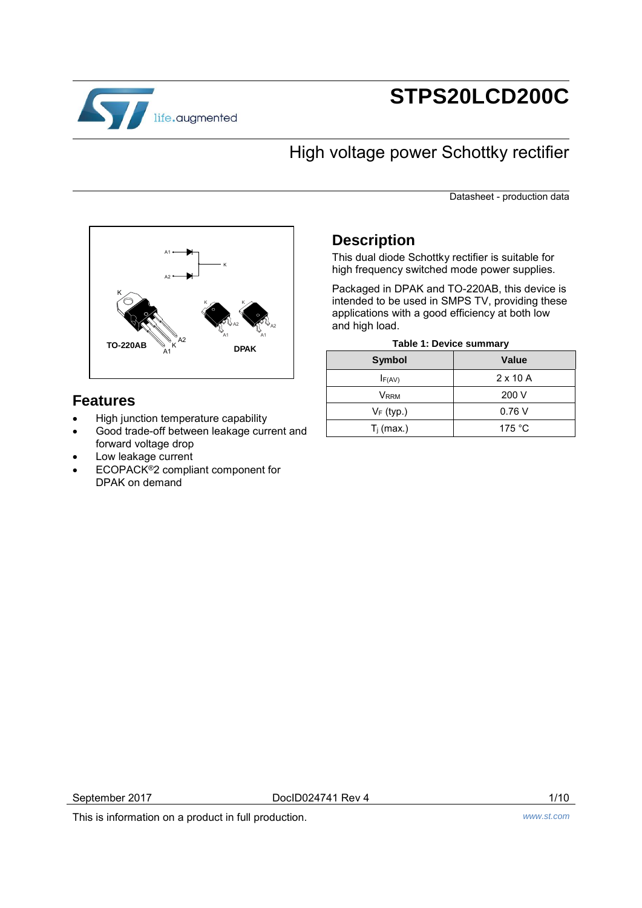# STPS20LCD200C

## High voltage power Schottky rectifier

Datasheet - production data

## Description

This dual diode Schottky rectifier is suitable for high frequency switched mode power supplies.

Packaged in DPAK and TO-220AB, this device is intended to be used in SMPS TV, providing these applications with a good efficiency at both low and high load.

**Table 1: Device summary**

| Symbol | Value |
|---|---|
| $I_{F(AV)}$ | 2 x 10 A |
| $V_{RRM}$ | 200 V |
| $V_F$ (typ.) | 0.76 V |
| $T_j$ (max.) | 175 °C |

## Features

- High junction temperature capability
- Good trade-off between leakage current and forward voltage drop
- Low leakage current
- ECOPACK®2 compliant component for DPAK on demand

This is information on a product in full production.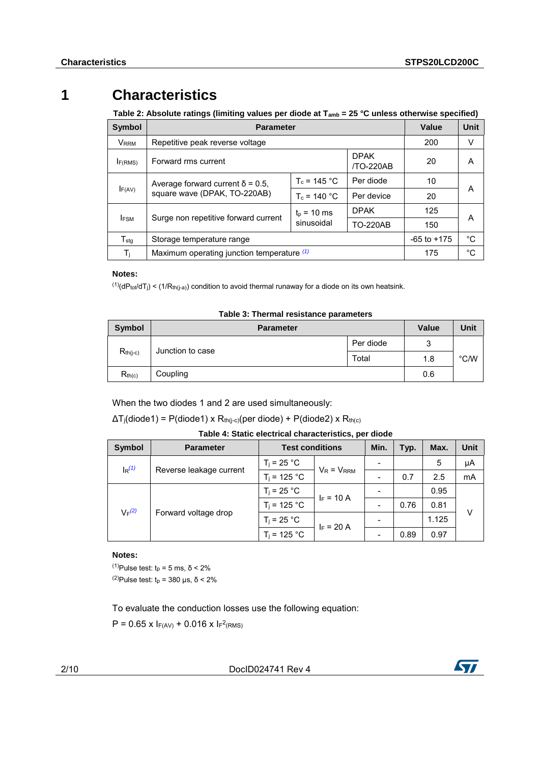# 1 Characteristics

**Table 2: Absolute ratings (limiting values per diode at $T_{amb}$ = 25 °C unless otherwise specified)**

| Symbol | Parameter | | | Value | Unit |
|---|---|---|---|---|---|
| $V_{RRM}$ | Repetitive peak reverse voltage | | | 200 | V |
| $I_{F(RMS)}$ | Forward rms current | | DPAK /TO-220AB | 20 | A |
| $I_{F(AV)}$ | Average forward current δ = 0.5, square wave (DPAK, TO-220AB) | $T_c$ = 145 °C | Per diode | 10 | A |
| | | $T_c$ = 140 °C | Per device | 20 | |
| $I_{FSM}$ | Surge non repetitive forward current | $t_p$ = 10 ms sinusoidal | DPAK | 125 | A |
| | | | TO-220AB | 150 | |
| $T_{stg}$ | Storage temperature range | | | -65 to +175 | °C |
| $T_j$ | Maximum operating junction temperature (1) | | | 175 | °C |

**Notes:**

(1)$(dP_{tot}/dT_j) < (1/R_{th(j-a)})$ condition to avoid thermal runaway for a diode on its own heatsink.

**Table 3: Thermal resistance parameters**

| Symbol | Parameter | | Value | Unit |
|---|---|---|---|---|
| $R_{th(j-c)}$ | Junction to case | Per diode | 3 | °C/W |
| | | Total | 1.8 | |
| $R_{th(c)}$ | Coupling | | 0.6 | |

When the two diodes 1 and 2 are used simultaneously:

$\Delta T_j$(diode1) = P(diode1) x $R_{th(j-c)}$(per diode) + P(diode2) x $R_{th(c)}$

**Table 4: Static electrical characteristics, per diode**

| Symbol | Parameter | Test conditions | | Min. | Typ. | Max. | Unit |
|---|---|---|---|---|---|---|---|
| $I_R$ (1) | Reverse leakage current | $T_j$ = 25 °C | $V_R = V_{RRM}$ | - | | 5 | µA |
| | | $T_j$ = 125 °C | | - | 0.7 | 2.5 | mA |
| $V_F$ (2) | Forward voltage drop | $T_j$ = 25 °C | $I_F$ = 10 A | - | | 0.95 | V |
| | | $T_j$ = 125 °C | | - | 0.76 | 0.81 | |
| | | $T_j$ = 25 °C | $I_F$ = 20 A | - | | 1.125 | |
| | | $T_j$ = 125 °C | | - | 0.89 | 0.97 | |

**Notes:**

(1)Pulse test: $t_p$ = 5 ms, δ < 2%

(2)Pulse test: $t_p$ = 380 µs, δ < 2%

To evaluate the conduction losses use the following equation:

$P = 0.65 \times I_{F(AV)} + 0.016 \times I_{F}^{2}{}_{(RMS)}$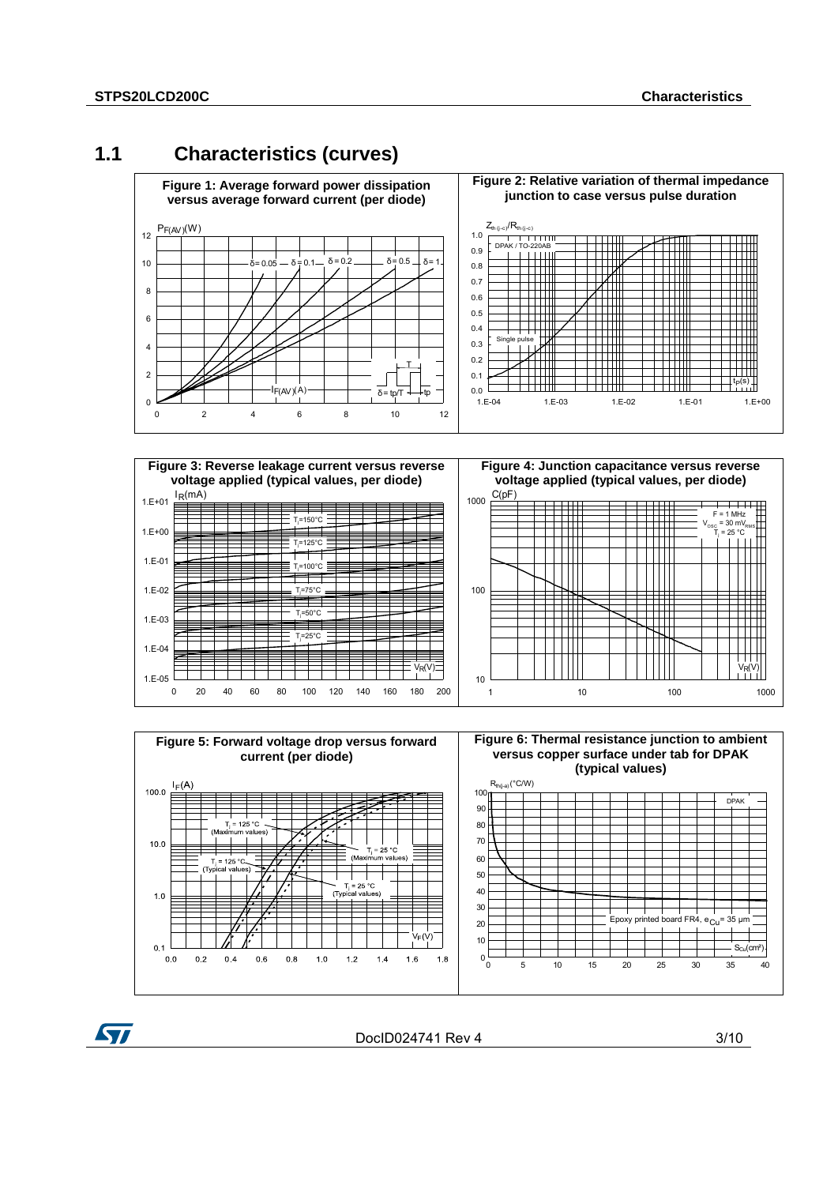## 1.1 Characteristics (curves)

**Figure 1: Average forward power dissipation versus average forward current (per diode)**

$P_{F(AV)}$(W)

12, 10, 8, 6, 4, 2, 0

δ = 0.05, δ = 0.1, δ = 0.2, δ = 0.5, δ = 1

T

$I_{F(AV)}$(A)

δ = tp/T, tp

0, 2, 4, 6, 8, 10, 12

**Figure 2: Relative variation of thermal impedance junction to case versus pulse duration**

$Z_{th(j-c)}/R_{th(j-c)}$

1.0, 0.9, 0.8, 0.7, 0.6, 0.5, 0.4, 0.3, 0.2, 0.1, 0.0

DPAK / TO-220AB

Single pulse

$t_p$(s)

1.E-04, 1.E-03, 1.E-02, 1.E-01, 1.E+00

**Figure 3: Reverse leakage current versus reverse voltage applied (typical values, per diode)**

$I_R$(mA)

1.E+01, 1.E+00, 1.E-01, 1.E-02, 1.E-03, 1.E-04, 1.E-05

$T_j$=150°C, $T_j$=125°C, $T_j$=100°C, $T_j$=75°C, $T_j$=50°C, $T_j$=25°C

$V_R$(V)

0, 20, 40, 60, 80, 100, 120, 140, 160, 180, 200

**Figure 4: Junction capacitance versus reverse voltage applied (typical values, per diode)**

C(pF)

1000, 100, 10

F = 1 MHz
$V_{OSC}$ = 30 m$V_{RMS}$
$T_j$ = 25 °C

$V_R$(V)

1, 10, 100, 1000

**Figure 5: Forward voltage drop versus forward current (per diode)**

$I_F$(A)

100.0, 10.0, 1.0, 0.1

$T_j$ = 125 °C (Maximum values)

$T_j$ = 125 °C (Typical values)

$T_j$ = 25 °C (Maximum values)

$T_j$ = 25 °C (Typical values)

$V_F$(V)

0.0, 0.2, 0.4, 0.6, 0.8, 1.0, 1.2, 1.4, 1.6, 1.8

**Figure 6: Thermal resistance junction to ambient versus copper surface under tab for DPAK (typical values)**

$R_{th(j-a)}$(°C/W)

100, 90, 80, 70, 60, 50, 40, 30, 20, 10, 0

DPAK

Epoxy printed board FR4, $e_{Cu}$= 35 µm

$S_{Cu}$(cm²)

0, 5, 10, 15, 20, 25, 30, 35, 40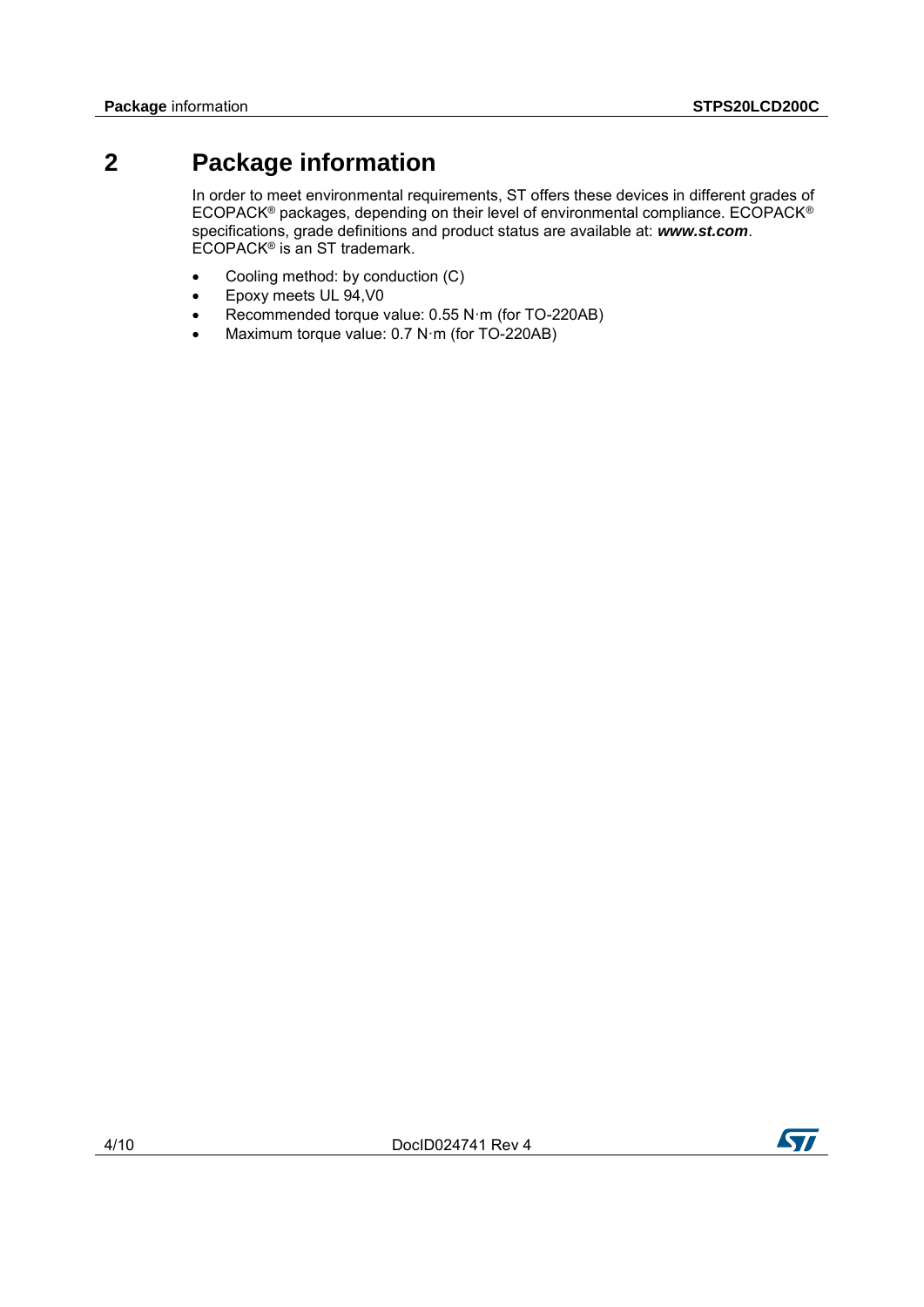# 2 Package information

In order to meet environmental requirements, ST offers these devices in different grades of ECOPACK® packages, depending on their level of environmental compliance. ECOPACK® specifications, grade definitions and product status are available at: ***www.st.com***. ECOPACK® is an ST trademark.

- Cooling method: by conduction (C)
- Epoxy meets UL 94,V0
- Recommended torque value: 0.55 N·m (for TO-220AB)
- Maximum torque value: 0.7 N·m (for TO-220AB)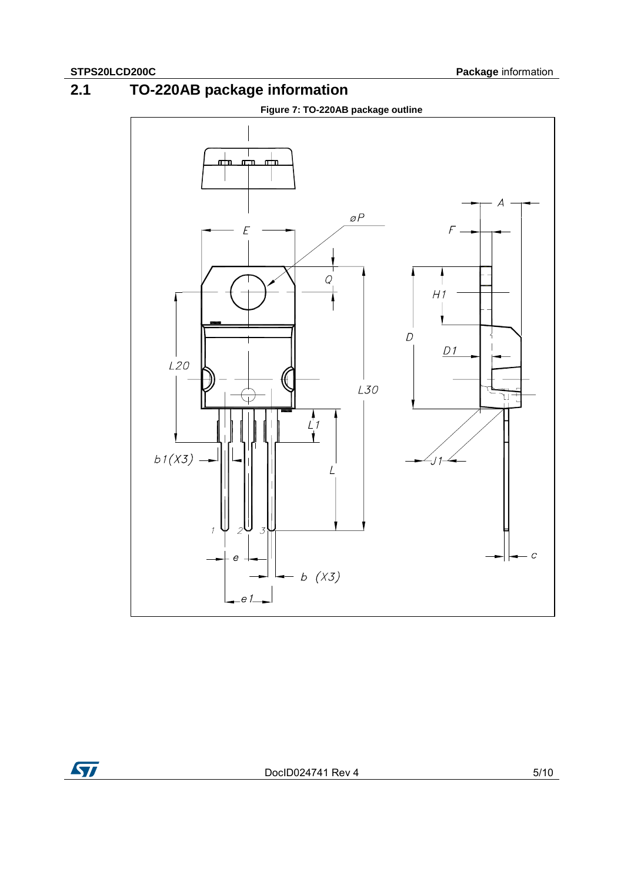## 2.1 TO-220AB package information

**Figure 7: TO-220AB package outline**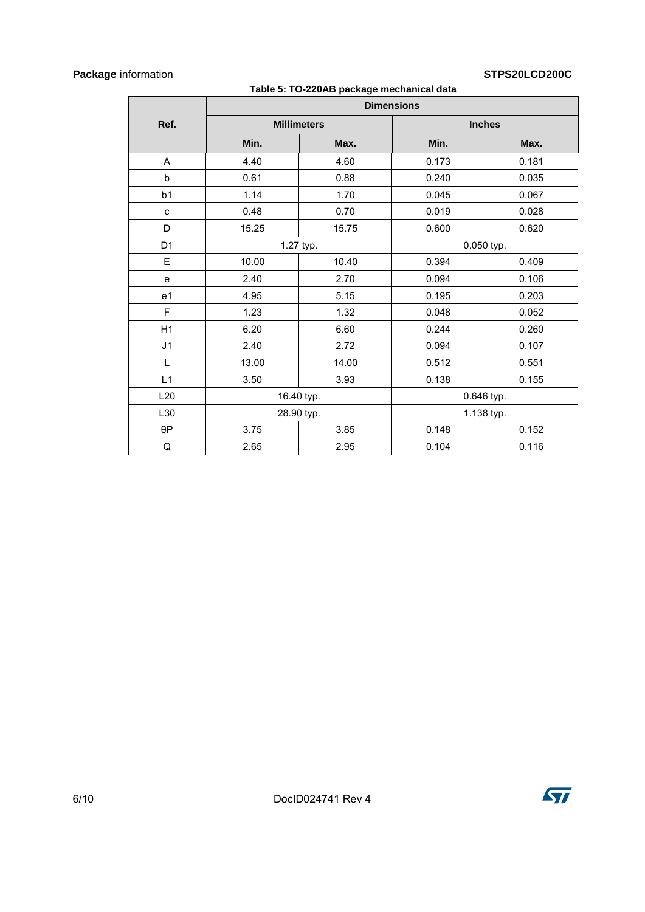Table 5: TO-220AB package mechanical data

| Ref. | Dimensions | | | |
|---|---|---|---|---|
| | Millimeters | | Inches | |
| | Min. | Max. | Min. | Max. |
| A | 4.40 | 4.60 | 0.173 | 0.181 |
| b | 0.61 | 0.88 | 0.240 | 0.035 |
| b1 | 1.14 | 1.70 | 0.045 | 0.067 |
| c | 0.48 | 0.70 | 0.019 | 0.028 |
| D | 15.25 | 15.75 | 0.600 | 0.620 |
| D1 | 1.27 typ. | | 0.050 typ. | |
| E | 10.00 | 10.40 | 0.394 | 0.409 |
| e | 2.40 | 2.70 | 0.094 | 0.106 |
| e1 | 4.95 | 5.15 | 0.195 | 0.203 |
| F | 1.23 | 1.32 | 0.048 | 0.052 |
| H1 | 6.20 | 6.60 | 0.244 | 0.260 |
| J1 | 2.40 | 2.72 | 0.094 | 0.107 |
| L | 13.00 | 14.00 | 0.512 | 0.551 |
| L1 | 3.50 | 3.93 | 0.138 | 0.155 |
| L20 | 16.40 typ. | | 0.646 typ. | |
| L30 | 28.90 typ. | | 1.138 typ. | |
| θP | 3.75 | 3.85 | 0.148 | 0.152 |
| Q | 2.65 | 2.95 | 0.104 | 0.116 |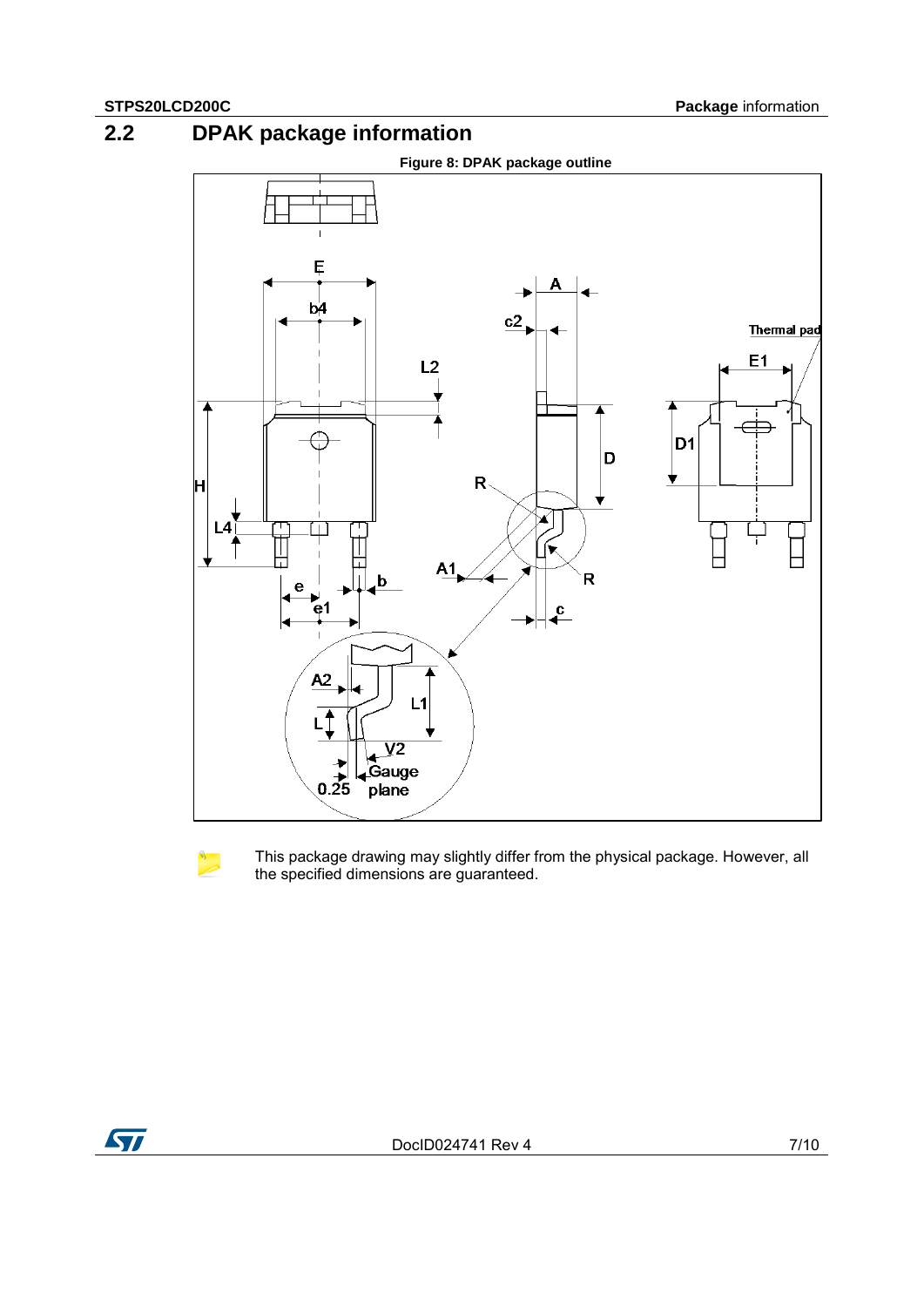## 2.2 DPAK package information

**Figure 8: DPAK package outline**

This package drawing may slightly differ from the physical package. However, all the specified dimensions are guaranteed.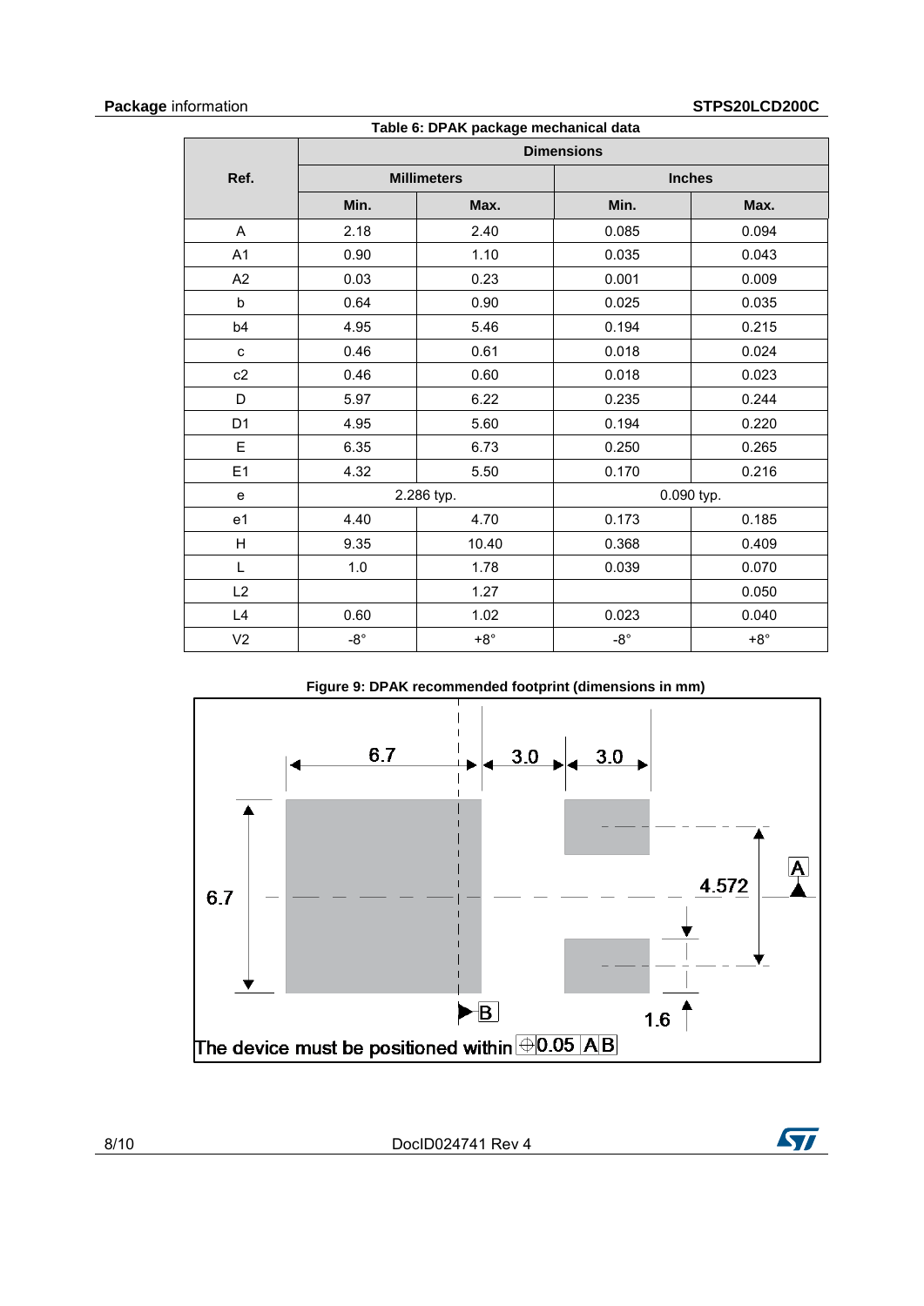Table 6: DPAK package mechanical data

| Ref. | Dimensions | | | |
|---|---|---|---|---|
| | Millimeters | | Inches | |
| | Min. | Max. | Min. | Max. |
| A | 2.18 | 2.40 | 0.085 | 0.094 |
| A1 | 0.90 | 1.10 | 0.035 | 0.043 |
| A2 | 0.03 | 0.23 | 0.001 | 0.009 |
| b | 0.64 | 0.90 | 0.025 | 0.035 |
| b4 | 4.95 | 5.46 | 0.194 | 0.215 |
| c | 0.46 | 0.61 | 0.018 | 0.024 |
| c2 | 0.46 | 0.60 | 0.018 | 0.023 |
| D | 5.97 | 6.22 | 0.235 | 0.244 |
| D1 | 4.95 | 5.60 | 0.194 | 0.220 |
| E | 6.35 | 6.73 | 0.250 | 0.265 |
| E1 | 4.32 | 5.50 | 0.170 | 0.216 |
| e | 2.286 typ. | | 0.090 typ. | |
| e1 | 4.40 | 4.70 | 0.173 | 0.185 |
| H | 9.35 | 10.40 | 0.368 | 0.409 |
| L | 1.0 | 1.78 | 0.039 | 0.070 |
| L2 | | 1.27 | | 0.050 |
| L4 | 0.60 | 1.02 | 0.023 | 0.040 |
| V2 | -8° | +8° | -8° | +8° |

Figure 9: DPAK recommended footprint (dimensions in mm)

6.7 3.0 3.0 6.7 4.572 A B 1.6

The device must be positioned within ⊕ 0.05 A B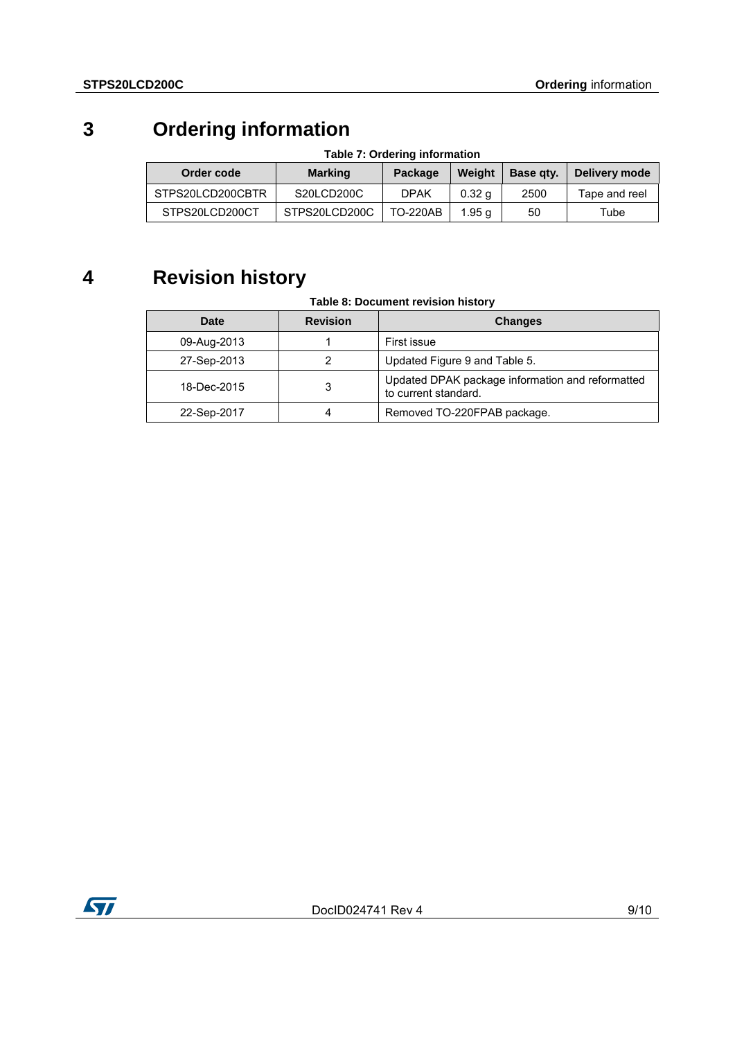# 3 Ordering information

**Table 7: Ordering information**

| Order code | Marking | Package | Weight | Base qty. | Delivery mode |
|---|---|---|---|---|---|
| STPS20LCD200CBTR | S20LCD200C | DPAK | 0.32 g | 2500 | Tape and reel |
| STPS20LCD200CT | STPS20LCD200C | TO-220AB | 1.95 g | 50 | Tube |

# 4 Revision history

**Table 8: Document revision history**

| Date | Revision | Changes |
|---|---|---|
| 09-Aug-2013 | 1 | First issue |
| 27-Sep-2013 | 2 | Updated Figure 9 and Table 5. |
| 18-Dec-2015 | 3 | Updated DPAK package information and reformatted to current standard. |
| 22-Sep-2017 | 4 | Removed TO-220FPAB package. |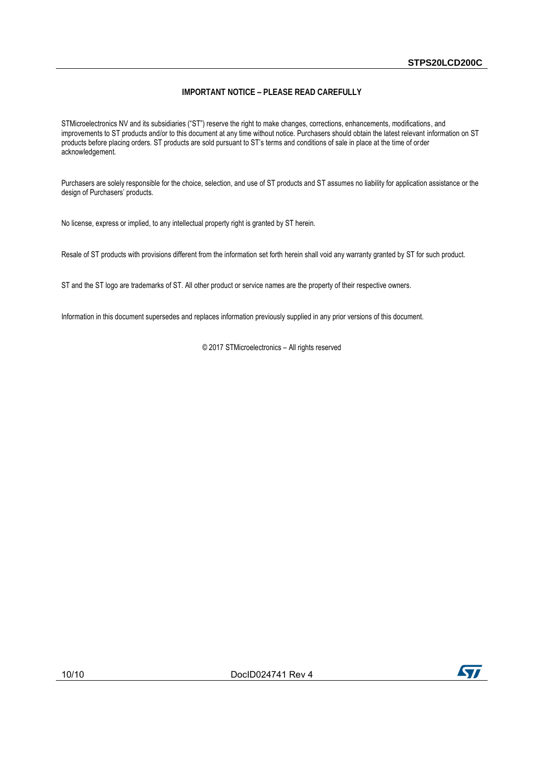**IMPORTANT NOTICE – PLEASE READ CAREFULLY**

STMicroelectronics NV and its subsidiaries ("ST") reserve the right to make changes, corrections, enhancements, modifications, and improvements to ST products and/or to this document at any time without notice. Purchasers should obtain the latest relevant information on ST products before placing orders. ST products are sold pursuant to ST's terms and conditions of sale in place at the time of order acknowledgement.

Purchasers are solely responsible for the choice, selection, and use of ST products and ST assumes no liability for application assistance or the design of Purchasers' products.

No license, express or implied, to any intellectual property right is granted by ST herein.

Resale of ST products with provisions different from the information set forth herein shall void any warranty granted by ST for such product.

ST and the ST logo are trademarks of ST. All other product or service names are the property of their respective owners.

Information in this document supersedes and replaces information previously supplied in any prior versions of this document.

© 2017 STMicroelectronics – All rights reserved